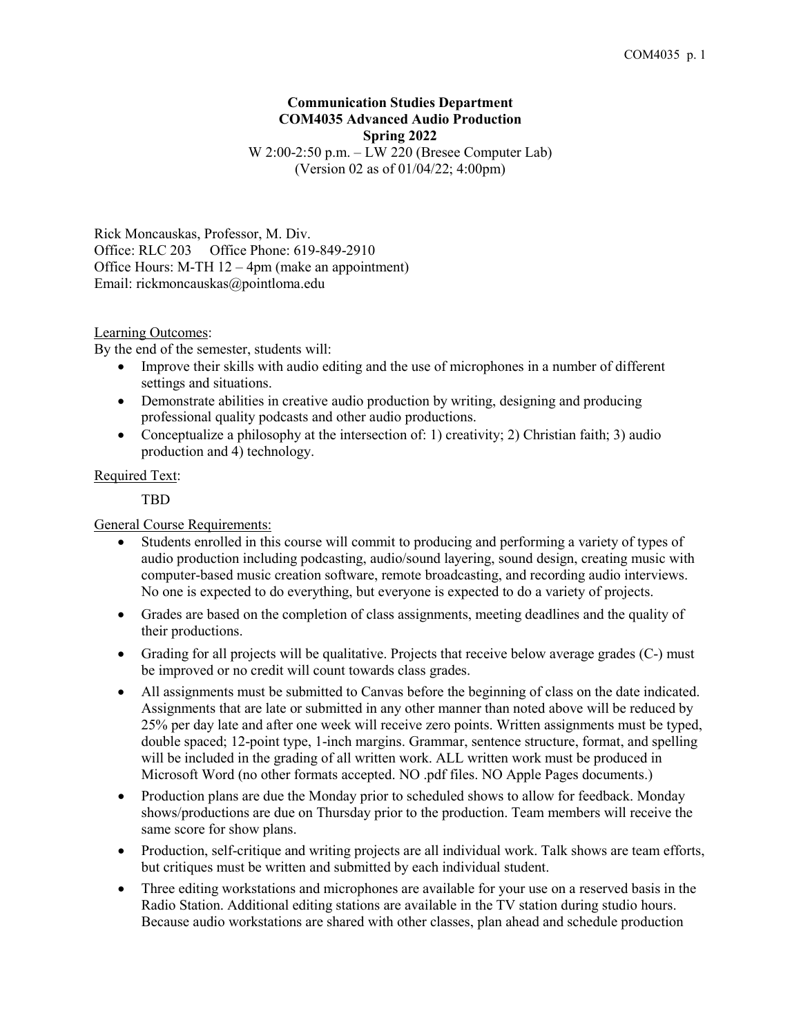**Communication Studies Department**
**COM4035 Advanced Audio Production**
**Spring 2022**
W 2:00-2:50 p.m. – LW 220 (Bresee Computer Lab)
(Version 02 as of 01/04/22; 4:00pm)

Rick Moncauskas, Professor, M. Div.
Office: RLC 203 Office Phone: 619-849-2910
Office Hours: M-TH 12 – 4pm (make an appointment)
Email: rickmoncauskas@pointloma.edu

Learning Outcomes:

By the end of the semester, students will:

- Improve their skills with audio editing and the use of microphones in a number of different settings and situations.
- Demonstrate abilities in creative audio production by writing, designing and producing professional quality podcasts and other audio productions.
- Conceptualize a philosophy at the intersection of: 1) creativity; 2) Christian faith; 3) audio production and 4) technology.

Required Text:

TBD

General Course Requirements:

- Students enrolled in this course will commit to producing and performing a variety of types of audio production including podcasting, audio/sound layering, sound design, creating music with computer-based music creation software, remote broadcasting, and recording audio interviews. No one is expected to do everything, but everyone is expected to do a variety of projects.
- Grades are based on the completion of class assignments, meeting deadlines and the quality of their productions.
- Grading for all projects will be qualitative. Projects that receive below average grades (C-) must be improved or no credit will count towards class grades.
- All assignments must be submitted to Canvas before the beginning of class on the date indicated. Assignments that are late or submitted in any other manner than noted above will be reduced by 25% per day late and after one week will receive zero points. Written assignments must be typed, double spaced; 12-point type, 1-inch margins. Grammar, sentence structure, format, and spelling will be included in the grading of all written work. ALL written work must be produced in Microsoft Word (no other formats accepted. NO .pdf files. NO Apple Pages documents.)
- Production plans are due the Monday prior to scheduled shows to allow for feedback. Monday shows/productions are due on Thursday prior to the production. Team members will receive the same score for show plans.
- Production, self-critique and writing projects are all individual work. Talk shows are team efforts, but critiques must be written and submitted by each individual student.
- Three editing workstations and microphones are available for your use on a reserved basis in the Radio Station. Additional editing stations are available in the TV station during studio hours. Because audio workstations are shared with other classes, plan ahead and schedule production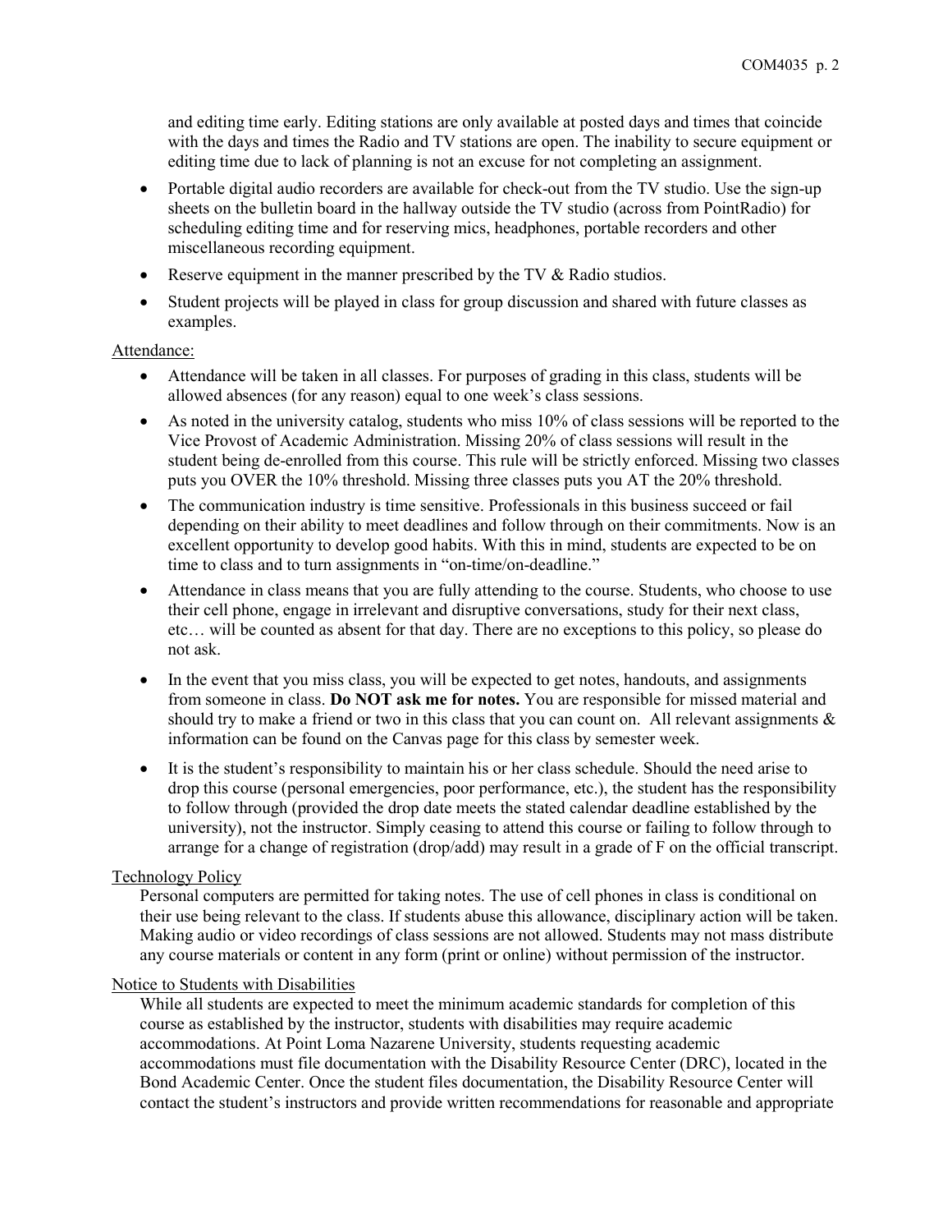and editing time early. Editing stations are only available at posted days and times that coincide with the days and times the Radio and TV stations are open. The inability to secure equipment or editing time due to lack of planning is not an excuse for not completing an assignment.

- Portable digital audio recorders are available for check-out from the TV studio. Use the sign-up sheets on the bulletin board in the hallway outside the TV studio (across from PointRadio) for scheduling editing time and for reserving mics, headphones, portable recorders and other miscellaneous recording equipment.
- Reserve equipment in the manner prescribed by the TV & Radio studios.
- Student projects will be played in class for group discussion and shared with future classes as examples.

## Attendance:

- Attendance will be taken in all classes. For purposes of grading in this class, students will be allowed absences (for any reason) equal to one week's class sessions.
- As noted in the university catalog, students who miss 10% of class sessions will be reported to the Vice Provost of Academic Administration. Missing 20% of class sessions will result in the student being de-enrolled from this course. This rule will be strictly enforced. Missing two classes puts you OVER the 10% threshold. Missing three classes puts you AT the 20% threshold.
- The communication industry is time sensitive. Professionals in this business succeed or fail depending on their ability to meet deadlines and follow through on their commitments. Now is an excellent opportunity to develop good habits. With this in mind, students are expected to be on time to class and to turn assignments in "on-time/on-deadline."
- Attendance in class means that you are fully attending to the course. Students, who choose to use their cell phone, engage in irrelevant and disruptive conversations, study for their next class, etc… will be counted as absent for that day. There are no exceptions to this policy, so please do not ask.
- In the event that you miss class, you will be expected to get notes, handouts, and assignments from someone in class. **Do NOT ask me for notes.** You are responsible for missed material and should try to make a friend or two in this class that you can count on. All relevant assignments & information can be found on the Canvas page for this class by semester week.
- It is the student's responsibility to maintain his or her class schedule. Should the need arise to drop this course (personal emergencies, poor performance, etc.), the student has the responsibility to follow through (provided the drop date meets the stated calendar deadline established by the university), not the instructor. Simply ceasing to attend this course or failing to follow through to arrange for a change of registration (drop/add) may result in a grade of F on the official transcript.

## Technology Policy

Personal computers are permitted for taking notes. The use of cell phones in class is conditional on their use being relevant to the class. If students abuse this allowance, disciplinary action will be taken. Making audio or video recordings of class sessions are not allowed. Students may not mass distribute any course materials or content in any form (print or online) without permission of the instructor.

## Notice to Students with Disabilities

While all students are expected to meet the minimum academic standards for completion of this course as established by the instructor, students with disabilities may require academic accommodations. At Point Loma Nazarene University, students requesting academic accommodations must file documentation with the Disability Resource Center (DRC), located in the Bond Academic Center. Once the student files documentation, the Disability Resource Center will contact the student's instructors and provide written recommendations for reasonable and appropriate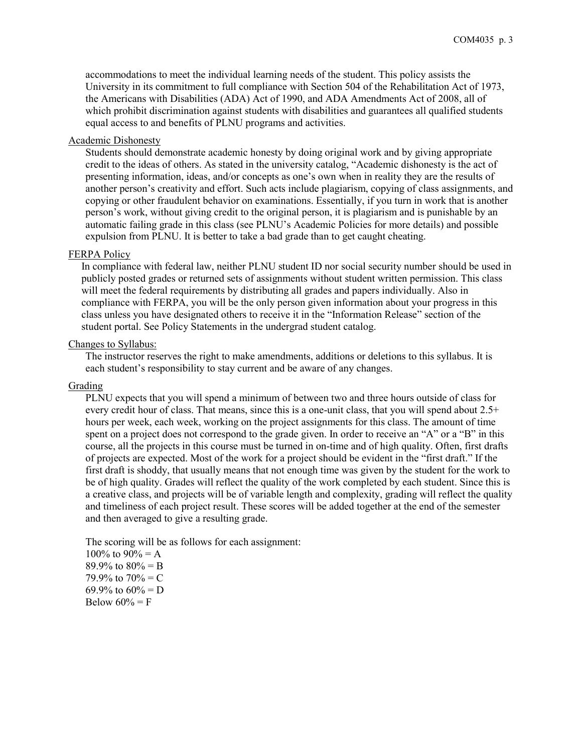accommodations to meet the individual learning needs of the student. This policy assists the University in its commitment to full compliance with Section 504 of the Rehabilitation Act of 1973, the Americans with Disabilities (ADA) Act of 1990, and ADA Amendments Act of 2008, all of which prohibit discrimination against students with disabilities and guarantees all qualified students equal access to and benefits of PLNU programs and activities.

### Academic Dishonesty

Students should demonstrate academic honesty by doing original work and by giving appropriate credit to the ideas of others. As stated in the university catalog, "Academic dishonesty is the act of presenting information, ideas, and/or concepts as one's own when in reality they are the results of another person's creativity and effort. Such acts include plagiarism, copying of class assignments, and copying or other fraudulent behavior on examinations. Essentially, if you turn in work that is another person's work, without giving credit to the original person, it is plagiarism and is punishable by an automatic failing grade in this class (see PLNU's Academic Policies for more details) and possible expulsion from PLNU. It is better to take a bad grade than to get caught cheating.

### FERPA Policy

In compliance with federal law, neither PLNU student ID nor social security number should be used in publicly posted grades or returned sets of assignments without student written permission. This class will meet the federal requirements by distributing all grades and papers individually. Also in compliance with FERPA, you will be the only person given information about your progress in this class unless you have designated others to receive it in the "Information Release" section of the student portal. See Policy Statements in the undergrad student catalog.

### Changes to Syllabus:

The instructor reserves the right to make amendments, additions or deletions to this syllabus. It is each student's responsibility to stay current and be aware of any changes.

### Grading

PLNU expects that you will spend a minimum of between two and three hours outside of class for every credit hour of class. That means, since this is a one-unit class, that you will spend about 2.5+ hours per week, each week, working on the project assignments for this class. The amount of time spent on a project does not correspond to the grade given. In order to receive an "A" or a "B" in this course, all the projects in this course must be turned in on-time and of high quality. Often, first drafts of projects are expected. Most of the work for a project should be evident in the "first draft." If the first draft is shoddy, that usually means that not enough time was given by the student for the work to be of high quality. Grades will reflect the quality of the work completed by each student. Since this is a creative class, and projects will be of variable length and complexity, grading will reflect the quality and timeliness of each project result. These scores will be added together at the end of the semester and then averaged to give a resulting grade.

The scoring will be as follows for each assignment:
100% to 90% = A
89.9% to 80% = B
79.9% to 70% = C
69.9% to 60% = D
Below 60% = F